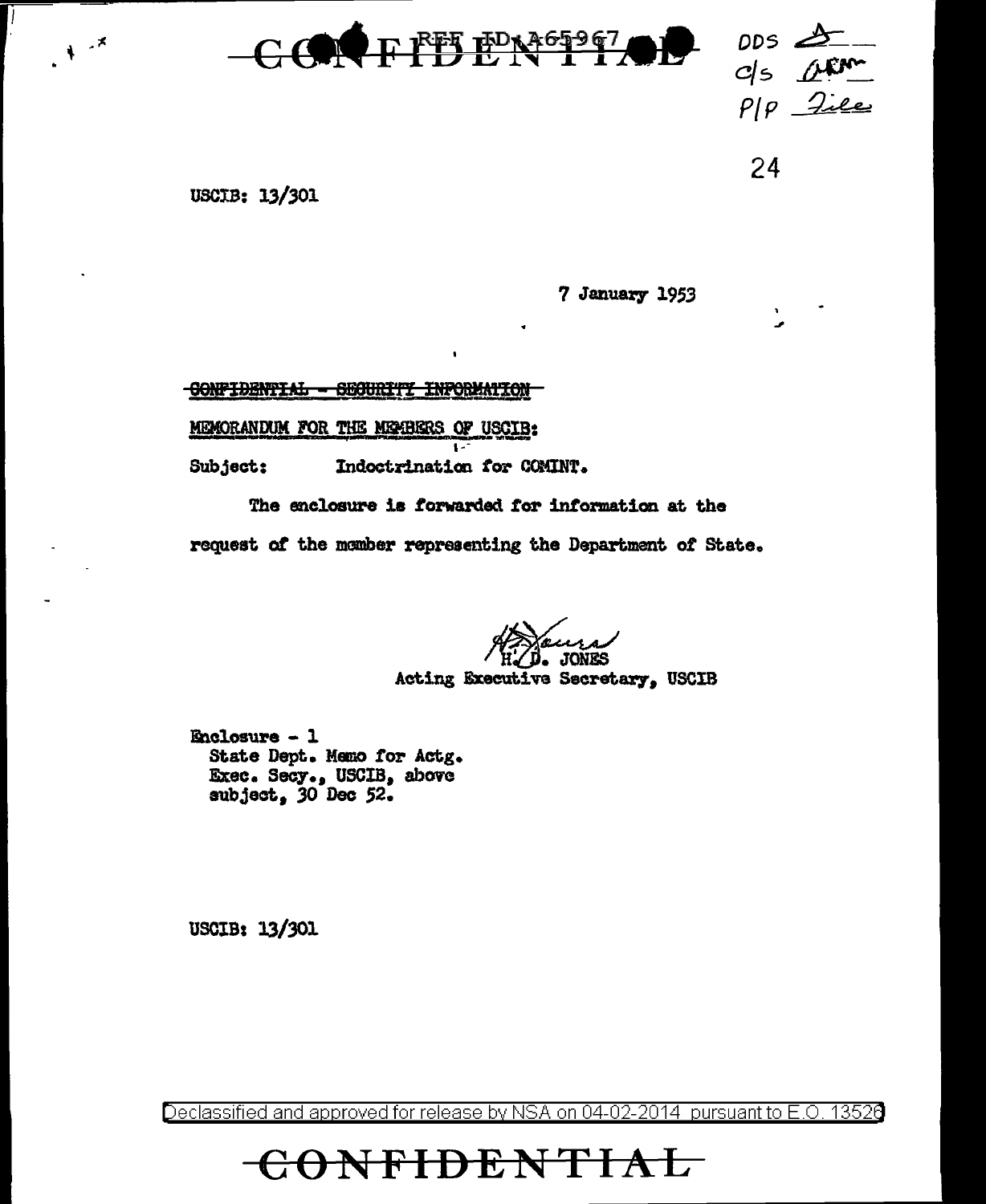CONFIDENTIAL REF ID:A65967

DDS
C/S
P/P File

24

USCIB: 13/301

7 January 1953

~~CONFIDENTIAL - SECURITY INFORMATION~~

MEMORANDUM FOR THE MEMBERS OF USCIB:

Subject: Indoctrination for COMINT.

The enclosure is forwarded for information at the request of the member representing the Department of State.

H. D. JONES
Acting Executive Secretary, USCIB

Enclosure - 1
State Dept. Memo for Actg. Exec. Secy., USCIB, above subject, 30 Dec 52.

USCIB: 13/301

Declassified and approved for release by NSA on 04-02-2014 pursuant to E.O. 13526

CONFIDENTIAL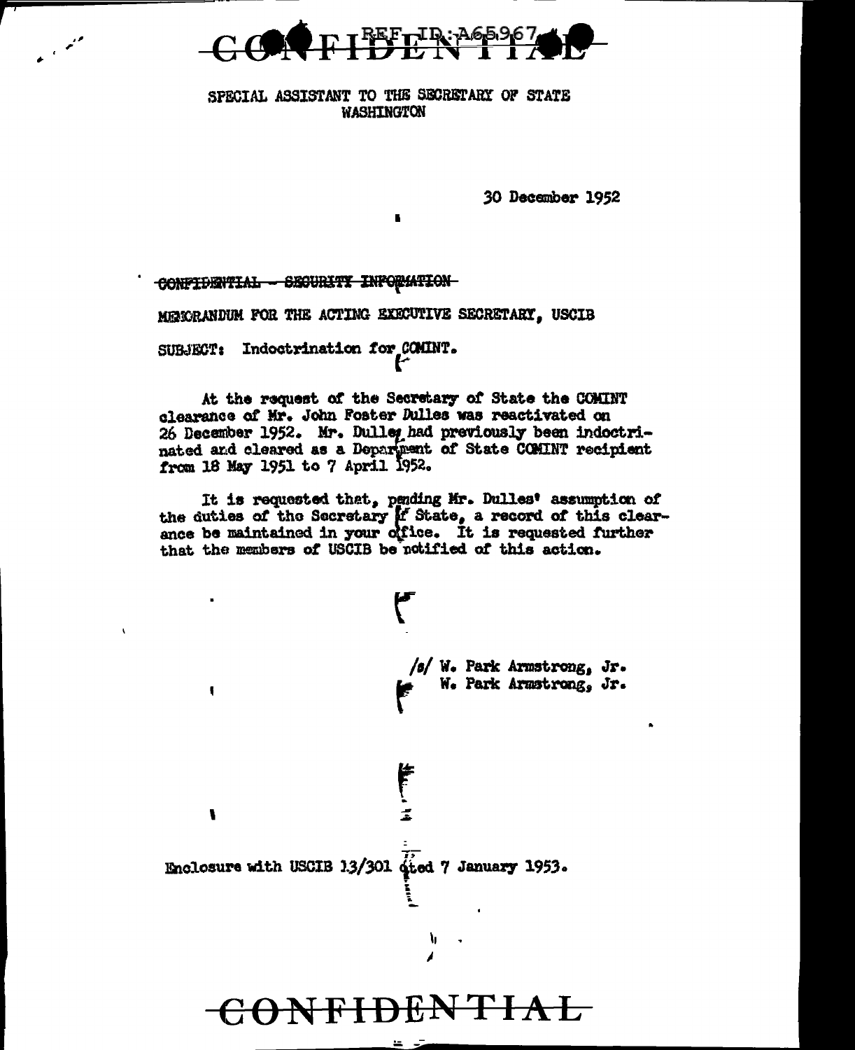CONFIDENTIAL

REF ID:A65967

SPECIAL ASSISTANT TO THE SECRETARY OF STATE
WASHINGTON

30 December 1952

~~CONFIDENTIAL - SECURITY INFORMATION~~

MEMORANDUM FOR THE ACTING EXECUTIVE SECRETARY, USCIB

SUBJECT: Indoctrination for COMINT.

At the request of the Secretary of State the COMINT clearance of Mr. John Foster Dulles was reactivated on 26 December 1952. Mr. Dulles had previously been indoctrinated and cleared as a Department of State COMINT recipient from 18 May 1951 to 7 April 1952.

It is requested that, pending Mr. Dulles' assumption of the duties of the Secretary of State, a record of this clearance be maintained in your office. It is requested further that the members of USCIB be notified of this action.

/s/ W. Park Armstrong, Jr.
W. Park Armstrong, Jr.

Enclosure with USCIB 13/301 dated 7 January 1953.

CONFIDENTIAL